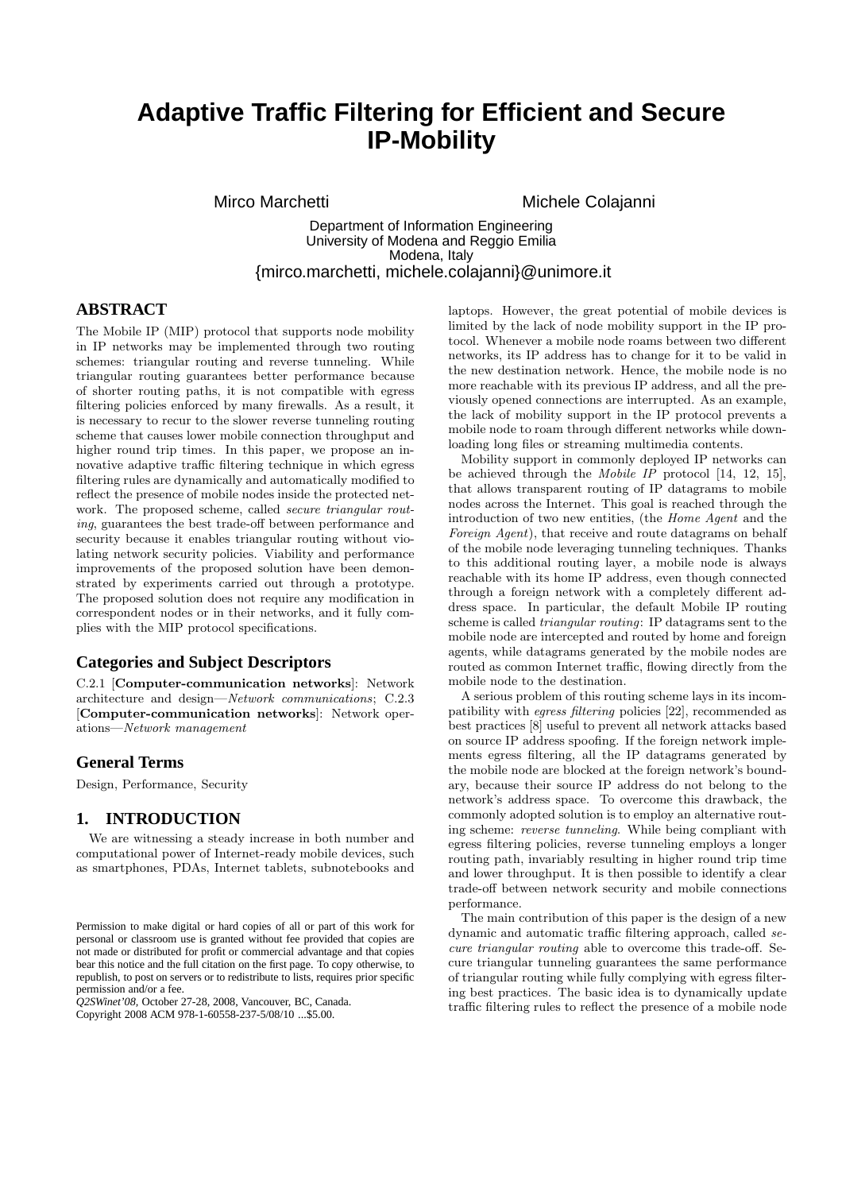// Adaptive Traffic Filtering for Efficient and Secure IP-Mobility

Mirco Marchetti, Michele Colajanni

Department of Information Engineering
University of Modena and Reggio Emilia
Modena, Italy
{mirco.marchetti, michele.colajanni}@unimore.it

## ABSTRACT

The Mobile IP (MIP) protocol that supports node mobility in IP networks may be implemented through two routing schemes: triangular routing and reverse tunneling. While triangular routing guarantees better performance because of shorter routing paths, it is not compatible with egress filtering policies enforced by many firewalls. As a result, it is necessary to recur to the slower reverse tunneling routing scheme that causes lower mobile connection throughput and higher round trip times. In this paper, we propose an innovative adaptive traffic filtering technique in which egress filtering rules are dynamically and automatically modified to reflect the presence of mobile nodes inside the protected network. The proposed scheme, called *secure triangular routing*, guarantees the best trade-off between performance and security because it enables triangular routing without violating network security policies. Viability and performance improvements of the proposed solution have been demonstrated by experiments carried out through a prototype. The proposed solution does not require any modification in correspondent nodes or in their networks, and it fully complies with the MIP protocol specifications.

### Categories and Subject Descriptors

C.2.1 [**Computer-communication networks**]: Network architecture and design—*Network communications*; C.2.3 [**Computer-communication networks**]: Network operations—*Network management*

### General Terms

Design, Performance, Security

## 1. INTRODUCTION

We are witnessing a steady increase in both number and computational power of Internet-ready mobile devices, such as smartphones, PDAs, Internet tablets, subnotebooks and laptops. However, the great potential of mobile devices is limited by the lack of node mobility support in the IP protocol. Whenever a mobile node roams between two different networks, its IP address has to change for it to be valid in the new destination network. Hence, the mobile node is no more reachable with its previous IP address, and all the previously opened connections are interrupted. As an example, the lack of mobility support in the IP protocol prevents a mobile node to roam through different networks while downloading long files or streaming multimedia contents.

Mobility support in commonly deployed IP networks can be achieved through the *Mobile IP* protocol [14, 12, 15], that allows transparent routing of IP datagrams to mobile nodes across the Internet. This goal is reached through the introduction of two new entities, (the *Home Agent* and the *Foreign Agent*), that receive and route datagrams on behalf of the mobile node leveraging tunneling techniques. Thanks to this additional routing layer, a mobile node is always reachable with its home IP address, even though connected through a foreign network with a completely different address space. In particular, the default Mobile IP routing scheme is called *triangular routing*: IP datagrams sent to the mobile node are intercepted and routed by home and foreign agents, while datagrams generated by the mobile nodes are routed as common Internet traffic, flowing directly from the mobile node to the destination.

A serious problem of this routing scheme lays in its incompatibility with *egress filtering* policies [22], recommended as best practices [8] useful to prevent all network attacks based on source IP address spoofing. If the foreign network implements egress filtering, all the IP datagrams generated by the mobile node are blocked at the foreign network's boundary, because their source IP address do not belong to the network's address space. To overcome this drawback, the commonly adopted solution is to employ an alternative routing scheme: *reverse tunneling*. While being compliant with egress filtering policies, reverse tunneling employs a longer routing path, invariably resulting in higher round trip time and lower throughput. It is then possible to identify a clear trade-off between network security and mobile connections performance.

The main contribution of this paper is the design of a new dynamic and automatic traffic filtering approach, called *secure triangular routing* able to overcome this trade-off. Secure triangular tunneling guarantees the same performance of triangular routing while fully complying with egress filtering best practices. The basic idea is to dynamically update traffic filtering rules to reflect the presence of a mobile node

Permission to make digital or hard copies of all or part of this work for personal or classroom use is granted without fee provided that copies are not made or distributed for profit or commercial advantage and that copies bear this notice and the full citation on the first page. To copy otherwise, to republish, to post on servers or to redistribute to lists, requires prior specific permission and/or a fee.
*Q2SWinet'08,* October 27-28, 2008, Vancouver, BC, Canada.
Copyright 2008 ACM 978-1-60558-237-5/08/10 ...$5.00.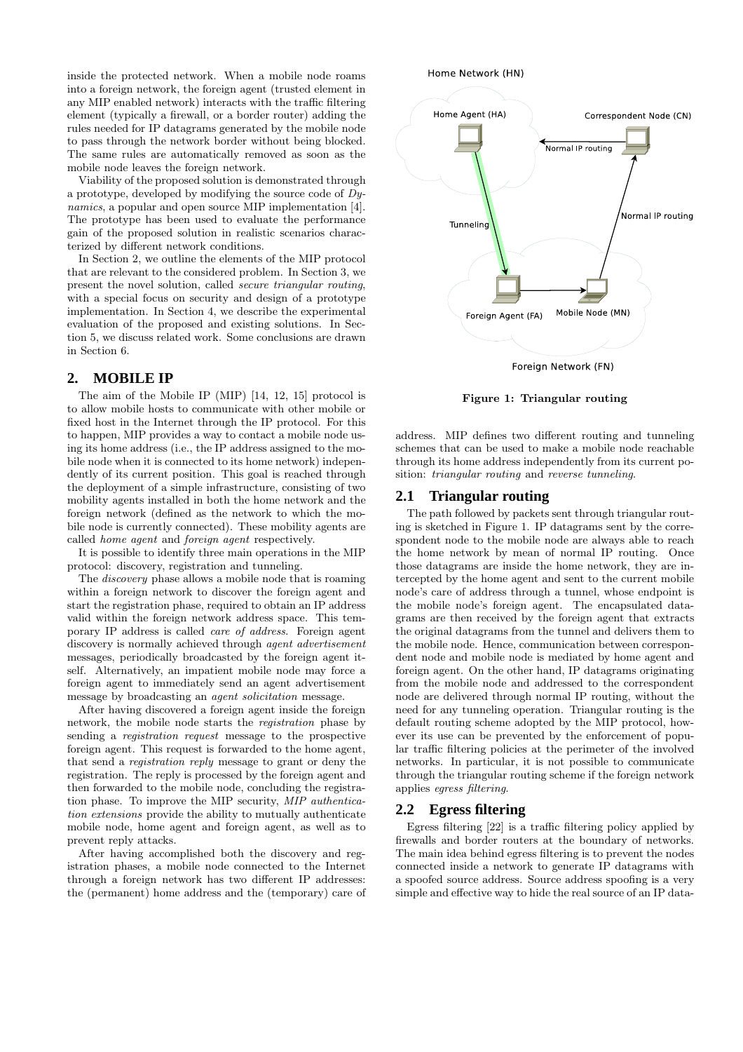inside the protected network. When a mobile node roams into a foreign network, the foreign agent (trusted element in any MIP enabled network) interacts with the traffic filtering element (typically a firewall, or a border router) adding the rules needed for IP datagrams generated by the mobile node to pass through the network border without being blocked. The same rules are automatically removed as soon as the mobile node leaves the foreign network.

Viability of the proposed solution is demonstrated through a prototype, developed by modifying the source code of *Dynamics*, a popular and open source MIP implementation [4]. The prototype has been used to evaluate the performance gain of the proposed solution in realistic scenarios characterized by different network conditions.

In Section 2, we outline the elements of the MIP protocol that are relevant to the considered problem. In Section 3, we present the novel solution, called *secure triangular routing*, with a special focus on security and design of a prototype implementation. In Section 4, we describe the experimental evaluation of the proposed and existing solutions. In Section 5, we discuss related work. Some conclusions are drawn in Section 6.

## 2. MOBILE IP

The aim of the Mobile IP (MIP) [14, 12, 15] protocol is to allow mobile hosts to communicate with other mobile or fixed host in the Internet through the IP protocol. For this to happen, MIP provides a way to contact a mobile node using its home address (i.e., the IP address assigned to the mobile node when it is connected to its home network) independently of its current position. This goal is reached through the deployment of a simple infrastructure, consisting of two mobility agents installed in both the home network and the foreign network (defined as the network to which the mobile node is currently connected). These mobility agents are called *home agent* and *foreign agent* respectively.

It is possible to identify three main operations in the MIP protocol: discovery, registration and tunneling.

The *discovery* phase allows a mobile node that is roaming within a foreign network to discover the foreign agent and start the registration phase, required to obtain an IP address valid within the foreign network address space. This temporary IP address is called *care of address*. Foreign agent discovery is normally achieved through *agent advertisement* messages, periodically broadcasted by the foreign agent itself. Alternatively, an impatient mobile node may force a foreign agent to immediately send an agent advertisement message by broadcasting an *agent solicitation* message.

After having discovered a foreign agent inside the foreign network, the mobile node starts the *registration* phase by sending a *registration request* message to the prospective foreign agent. This request is forwarded to the home agent, that send a *registration reply* message to grant or deny the registration. The reply is processed by the foreign agent and then forwarded to the mobile node, concluding the registration phase. To improve the MIP security, *MIP authentication extensions* provide the ability to mutually authenticate mobile node, home agent and foreign agent, as well as to prevent reply attacks.

After having accomplished both the discovery and registration phases, a mobile node connected to the Internet through a foreign network has two different IP addresses: the (permanent) home address and the (temporary) care of address. MIP defines two different routing and tunneling schemes that can be used to make a mobile node reachable through its home address independently from its current position: *triangular routing* and *reverse tunneling*.

Home Network (HN)

Home Agent (HA) — Correspondent Node (CN): Normal IP routing

Tunneling — Normal IP routing

Foreign Agent (FA) — Mobile Node (MN)

Foreign Network (FN)

**Figure 1: Triangular routing**

### 2.1 Triangular routing

The path followed by packets sent through triangular routing is sketched in Figure 1. IP datagrams sent by the correspondent node to the mobile node are always able to reach the home network by mean of normal IP routing. Once those datagrams are inside the home network, they are intercepted by the home agent and sent to the current mobile node's care of address through a tunnel, whose endpoint is the mobile node's foreign agent. The encapsulated datagrams are then received by the foreign agent that extracts the original datagrams from the tunnel and delivers them to the mobile node. Hence, communication between correspondent node and mobile node is mediated by home agent and foreign agent. On the other hand, IP datagrams originating from the mobile node and addressed to the correspondent node are delivered through normal IP routing, without the need for any tunneling operation. Triangular routing is the default routing scheme adopted by the MIP protocol, however its use can be prevented by the enforcement of popular traffic filtering policies at the perimeter of the involved networks. In particular, it is not possible to communicate through the triangular routing scheme if the foreign network applies *egress filtering*.

### 2.2 Egress filtering

Egress filtering [22] is a traffic filtering policy applied by firewalls and border routers at the boundary of networks. The main idea behind egress filtering is to prevent the nodes connected inside a network to generate IP datagrams with a spoofed source address. Source address spoofing is a very simple and effective way to hide the real source of an IP data-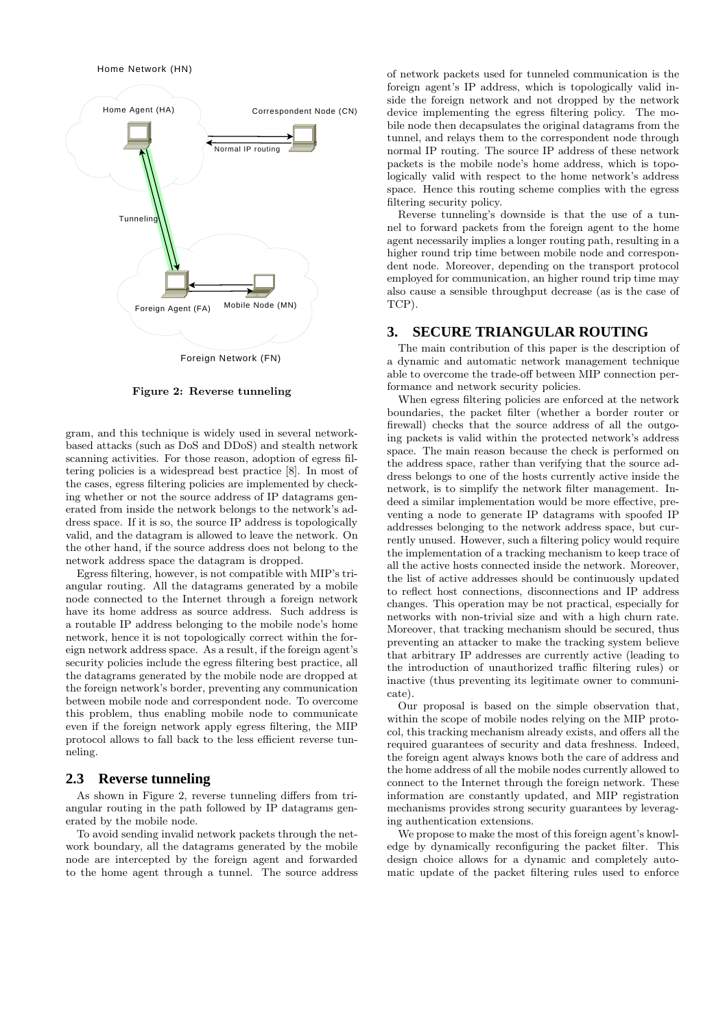Home Network (HN)

Home Agent (HA)

Correspondent Node (CN)

Normal IP routing

Tunneling

Foreign Agent (FA)

Mobile Node (MN)

Foreign Network (FN)

**Figure 2: Reverse tunneling**

gram, and this technique is widely used in several network-based attacks (such as DoS and DDoS) and stealth network scanning activities. For those reason, adoption of egress filtering policies is a widespread best practice [8]. In most of the cases, egress filtering policies are implemented by checking whether or not the source address of IP datagrams generated from inside the network belongs to the network's address space. If it is so, the source IP address is topologically valid, and the datagram is allowed to leave the network. On the other hand, if the source address does not belong to the network address space the datagram is dropped.

Egress filtering, however, is not compatible with MIP's triangular routing. All the datagrams generated by a mobile node connected to the Internet through a foreign network have its home address as source address. Such address is a routable IP address belonging to the mobile node's home network, hence it is not topologically correct within the foreign network address space. As a result, if the foreign agent's security policies include the egress filtering best practice, all the datagrams generated by the mobile node are dropped at the foreign network's border, preventing any communication between mobile node and correspondent node. To overcome this problem, thus enabling mobile node to communicate even if the foreign network apply egress filtering, the MIP protocol allows to fall back to the less efficient reverse tunneling.

## 2.3 Reverse tunneling

As shown in Figure 2, reverse tunneling differs from triangular routing in the path followed by IP datagrams generated by the mobile node.

To avoid sending invalid network packets through the network boundary, all the datagrams generated by the mobile node are intercepted by the foreign agent and forwarded to the home agent through a tunnel. The source address of network packets used for tunneled communication is the foreign agent's IP address, which is topologically valid inside the foreign network and not dropped by the network device implementing the egress filtering policy. The mobile node then decapsulates the original datagrams from the tunnel, and relays them to the correspondent node through normal IP routing. The source IP address of these network packets is the mobile node's home address, which is topologically valid with respect to the home network's address space. Hence this routing scheme complies with the egress filtering security policy.

Reverse tunneling's downside is that the use of a tunnel to forward packets from the foreign agent to the home agent necessarily implies a longer routing path, resulting in a higher round trip time between mobile node and correspondent node. Moreover, depending on the transport protocol employed for communication, an higher round trip time may also cause a sensible throughput decrease (as is the case of TCP).

# 3. SECURE TRIANGULAR ROUTING

The main contribution of this paper is the description of a dynamic and automatic network management technique able to overcome the trade-off between MIP connection performance and network security policies.

When egress filtering policies are enforced at the network boundaries, the packet filter (whether a border router or firewall) checks that the source address of all the outgoing packets is valid within the protected network's address space. The main reason because the check is performed on the address space, rather than verifying that the source address belongs to one of the hosts currently active inside the network, is to simplify the network filter management. Indeed a similar implementation would be more effective, preventing a node to generate IP datagrams with spoofed IP addresses belonging to the network address space, but currently unused. However, such a filtering policy would require the implementation of a tracking mechanism to keep trace of all the active hosts connected inside the network. Moreover, the list of active addresses should be continuously updated to reflect host connections, disconnections and IP address changes. This operation may be not practical, especially for networks with non-trivial size and with a high churn rate. Moreover, that tracking mechanism should be secured, thus preventing an attacker to make the tracking system believe that arbitrary IP addresses are currently active (leading to the introduction of unauthorized traffic filtering rules) or inactive (thus preventing its legitimate owner to communicate).

Our proposal is based on the simple observation that, within the scope of mobile nodes relying on the MIP protocol, this tracking mechanism already exists, and offers all the required guarantees of security and data freshness. Indeed, the foreign agent always knows both the care of address and the home address of all the mobile nodes currently allowed to connect to the Internet through the foreign network. These information are constantly updated, and MIP registration mechanisms provides strong security guarantees by leveraging authentication extensions.

We propose to make the most of this foreign agent's knowledge by dynamically reconfiguring the packet filter. This design choice allows for a dynamic and completely automatic update of the packet filtering rules used to enforce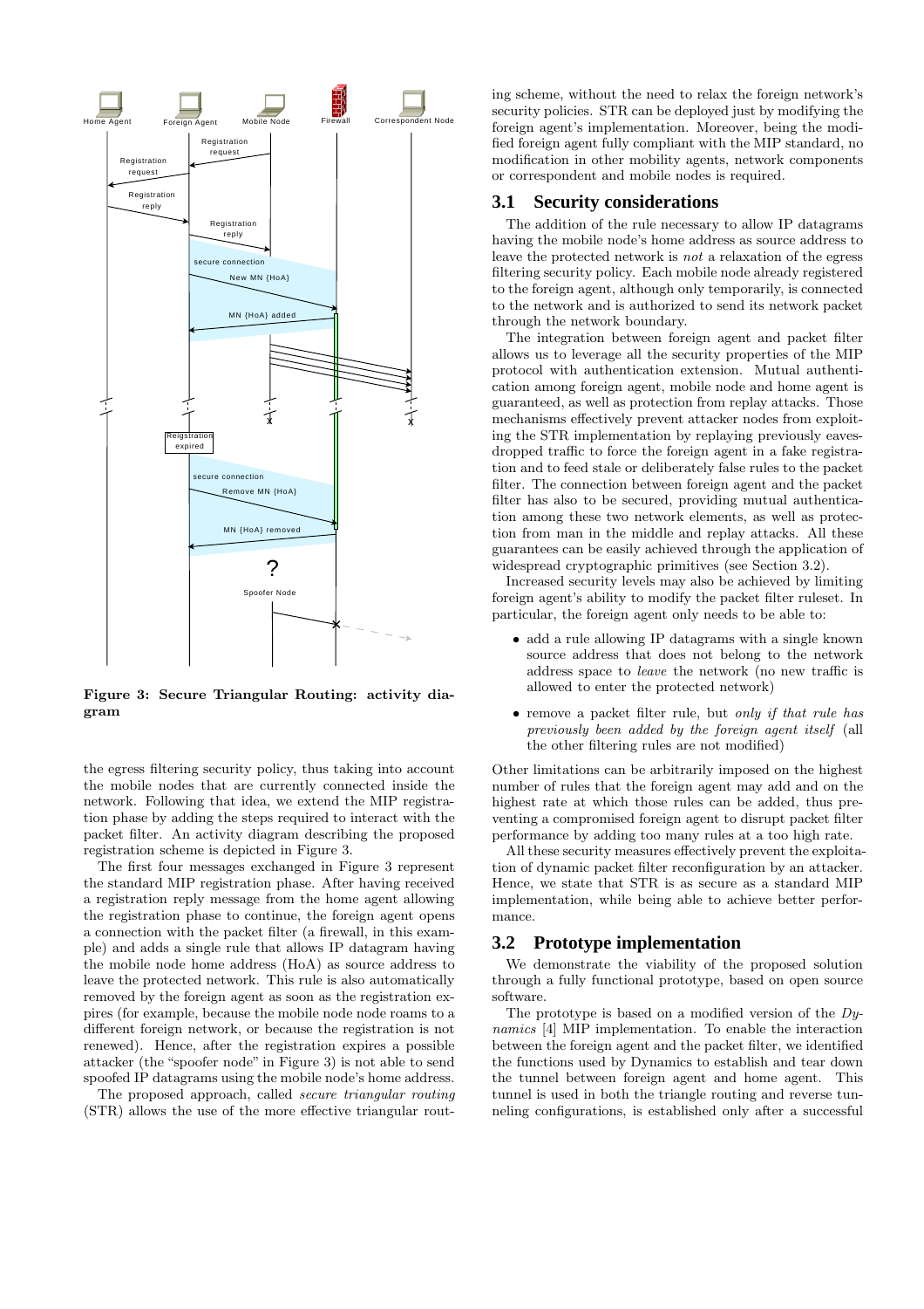Figure 3: Secure Triangular Routing: activity diagram

the egress filtering security policy, thus taking into account the mobile nodes that are currently connected inside the network. Following that idea, we extend the MIP registration phase by adding the steps required to interact with the packet filter. An activity diagram describing the proposed registration scheme is depicted in Figure 3.

The first four messages exchanged in Figure 3 represent the standard MIP registration phase. After having received a registration reply message from the home agent allowing the registration phase to continue, the foreign agent opens a connection with the packet filter (a firewall, in this example) and adds a single rule that allows IP datagram having the mobile node home address (HoA) as source address to leave the protected network. This rule is also automatically removed by the foreign agent as soon as the registration expires (for example, because the mobile node node roams to a different foreign network, or because the registration is not renewed). Hence, after the registration expires a possible attacker (the "spoofer node" in Figure 3) is not able to send spoofed IP datagrams using the mobile node's home address.

The proposed approach, called *secure triangular routing* (STR) allows the use of the more effective triangular routing scheme, without the need to relax the foreign network's security policies. STR can be deployed just by modifying the foreign agent's implementation. Moreover, being the modified foreign agent fully compliant with the MIP standard, no modification in other mobility agents, network components or correspondent and mobile nodes is required.

## 3.1 Security considerations

The addition of the rule necessary to allow IP datagrams having the mobile node's home address as source address to leave the protected network is *not* a relaxation of the egress filtering security policy. Each mobile node already registered to the foreign agent, although only temporarily, is connected to the network and is authorized to send its network packet through the network boundary.

The integration between foreign agent and packet filter allows us to leverage all the security properties of the MIP protocol with authentication extension. Mutual authentication among foreign agent, mobile node and home agent is guaranteed, as well as protection from replay attacks. Those mechanisms effectively prevent attacker nodes from exploiting the STR implementation by replaying previously eavesdropped traffic to force the foreign agent in a fake registration and to feed stale or deliberately false rules to the packet filter. The connection between foreign agent and the packet filter has also to be secured, providing mutual authentication among these two network elements, as well as protection from man in the middle and replay attacks. All these guarantees can be easily achieved through the application of widespread cryptographic primitives (see Section 3.2).

Increased security levels may also be achieved by limiting foreign agent's ability to modify the packet filter ruleset. In particular, the foreign agent only needs to be able to:

- add a rule allowing IP datagrams with a single known source address that does not belong to the network address space to *leave* the network (no new traffic is allowed to enter the protected network)
- remove a packet filter rule, but *only if that rule has previously been added by the foreign agent itself* (all the other filtering rules are not modified)

Other limitations can be arbitrarily imposed on the highest number of rules that the foreign agent may add and on the highest rate at which those rules can be added, thus preventing a compromised foreign agent to disrupt packet filter performance by adding too many rules at a too high rate.

All these security measures effectively prevent the exploitation of dynamic packet filter reconfiguration by an attacker. Hence, we state that STR is as secure as a standard MIP implementation, while being able to achieve better performance.

## 3.2 Prototype implementation

We demonstrate the viability of the proposed solution through a fully functional prototype, based on open source software.

The prototype is based on a modified version of the *Dynamics* [4] MIP implementation. To enable the interaction between the foreign agent and the packet filter, we identified the functions used by Dynamics to establish and tear down the tunnel between foreign agent and home agent. This tunnel is used in both the triangle routing and reverse tunneling configurations, is established only after a successful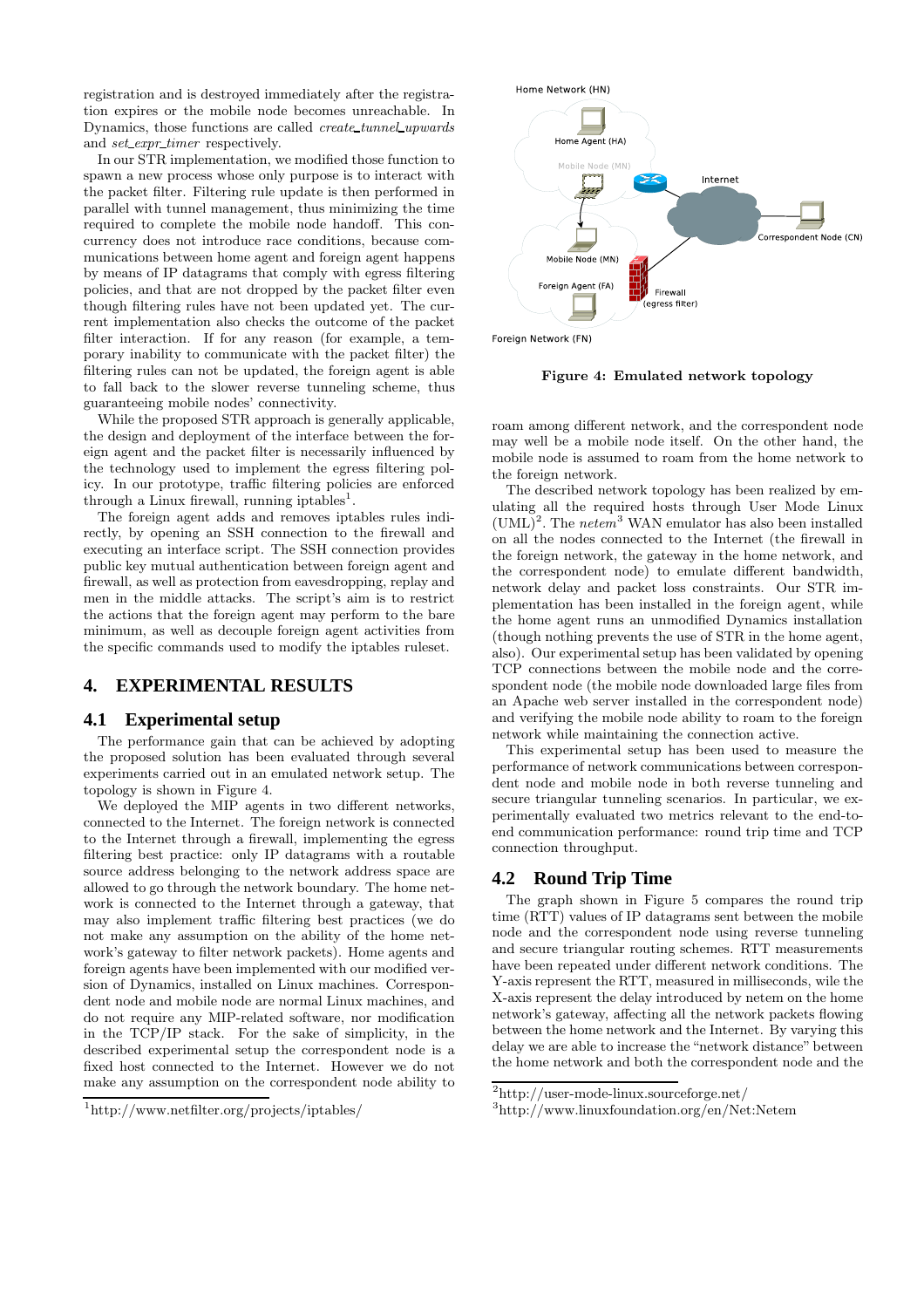registration and is destroyed immediately after the registration expires or the mobile node becomes unreachable. In Dynamics, those functions are called *create_tunnel_upwards* and *set_expr_timer* respectively.

In our STR implementation, we modified those function to spawn a new process whose only purpose is to interact with the packet filter. Filtering rule update is then performed in parallel with tunnel management, thus minimizing the time required to complete the mobile node handoff. This concurrency does not introduce race conditions, because communications between home agent and foreign agent happens by means of IP datagrams that comply with egress filtering policies, and that are not dropped by the packet filter even though filtering rules have not been updated yet. The current implementation also checks the outcome of the packet filter interaction. If for any reason (for example, a temporary inability to communicate with the packet filter) the filtering rules can not be updated, the foreign agent is able to fall back to the slower reverse tunneling scheme, thus guaranteeing mobile nodes' connectivity.

While the proposed STR approach is generally applicable, the design and deployment of the interface between the foreign agent and the packet filter is necessarily influenced by the technology used to implement the egress filtering policy. In our prototype, traffic filtering policies are enforced through a Linux firewall, running iptables[1].

The foreign agent adds and removes iptables rules indirectly, by opening an SSH connection to the firewall and executing an interface script. The SSH connection provides public key mutual authentication between foreign agent and firewall, as well as protection from eavesdropping, replay and men in the middle attacks. The script's aim is to restrict the actions that the foreign agent may perform to the bare minimum, as well as decouple foreign agent activities from the specific commands used to modify the iptables ruleset.

## 4. EXPERIMENTAL RESULTS

### 4.1 Experimental setup

The performance gain that can be achieved by adopting the proposed solution has been evaluated through several experiments carried out in an emulated network setup. The topology is shown in Figure 4.

We deployed the MIP agents in two different networks, connected to the Internet. The foreign network is connected to the Internet through a firewall, implementing the egress filtering best practice: only IP datagrams with a routable source address belonging to the network address space are allowed to go through the network boundary. The home network is connected to the Internet through a gateway, that may also implement traffic filtering best practices (we do not make any assumption on the ability of the home network's gateway to filter network packets). Home agents and foreign agents have been implemented with our modified version of Dynamics, installed on Linux machines. Correspondent node and mobile node are normal Linux machines, and do not require any MIP-related software, nor modification in the TCP/IP stack. For the sake of simplicity, in the described experimental setup the correspondent node is a fixed host connected to the Internet. However we do not make any assumption on the correspondent node ability to roam among different network, and the correspondent node may well be a mobile node itself. On the other hand, the mobile node is assumed to roam from the home network to the foreign network.

Figure 4: Emulated network topology

The described network topology has been realized by emulating all the required hosts through User Mode Linux (UML)[2]. The *netem*[3] WAN emulator has also been installed on all the nodes connected to the Internet (the firewall in the foreign network, the gateway in the home network, and the correspondent node) to emulate different bandwidth, network delay and packet loss constraints. Our STR implementation has been installed in the foreign agent, while the home agent runs an unmodified Dynamics installation (though nothing prevents the use of STR in the home agent, also). Our experimental setup has been validated by opening TCP connections between the mobile node and the correspondent node (the mobile node downloaded large files from an Apache web server installed in the correspondent node) and verifying the mobile node ability to roam to the foreign network while maintaining the connection active.

This experimental setup has been used to measure the performance of network communications between correspondent node and mobile node in both reverse tunneling and secure triangular tunneling scenarios. In particular, we experimentally evaluated two metrics relevant to the end-to-end communication performance: round trip time and TCP connection throughput.

### 4.2 Round Trip Time

The graph shown in Figure 5 compares the round trip time (RTT) values of IP datagrams sent between the mobile node and the correspondent node using reverse tunneling and secure triangular routing schemes. RTT measurements have been repeated under different network conditions. The Y-axis represent the RTT, measured in milliseconds, wile the X-axis represent the delay introduced by netem on the home network's gateway, affecting all the network packets flowing between the home network and the Internet. By varying this delay we are able to increase the "network distance" between the home network and both the correspondent node and the

[1] http://www.netfilter.org/projects/iptables/

[2] http://user-mode-linux.sourceforge.net/

[3] http://www.linuxfoundation.org/en/Net:Netem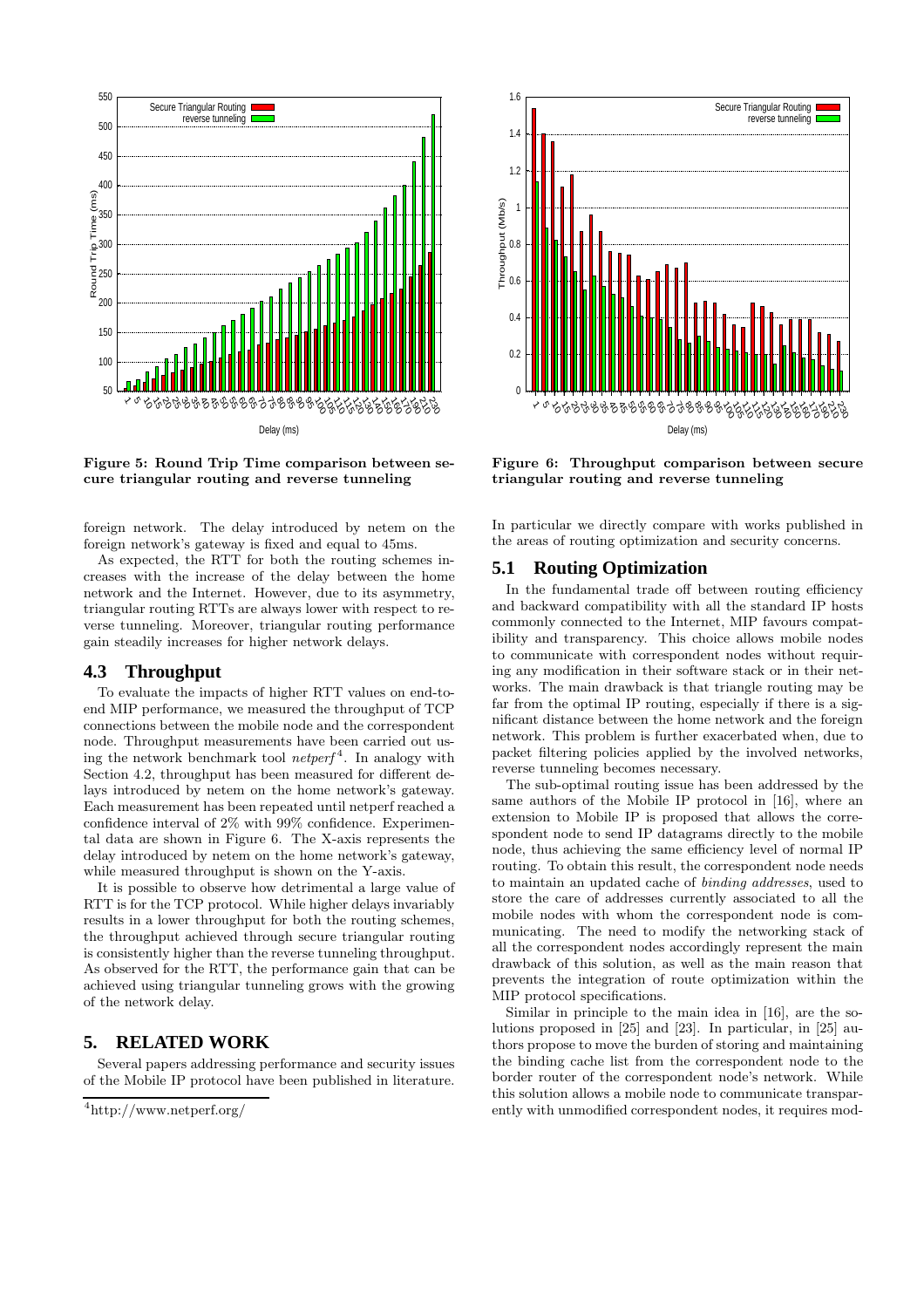Figure 5: Round Trip Time comparison between secure triangular routing and reverse tunneling

Figure 6: Throughput comparison between secure triangular routing and reverse tunneling

foreign network. The delay introduced by netem on the foreign network's gateway is fixed and equal to 45ms.

As expected, the RTT for both the routing schemes increases with the increase of the delay between the home network and the Internet. However, due to its asymmetry, triangular routing RTTs are always lower with respect to reverse tunneling. Moreover, triangular routing performance gain steadily increases for higher network delays.

### 4.3 Throughput

To evaluate the impacts of higher RTT values on end-to-end MIP performance, we measured the throughput of TCP connections between the mobile node and the correspondent node. Throughput measurements have been carried out using the network benchmark tool *netperf*[4]. In analogy with Section 4.2, throughput has been measured for different delays introduced by netem on the home network's gateway. Each measurement has been repeated until netperf reached a confidence interval of 2% with 99% confidence. Experimental data are shown in Figure 6. The X-axis represents the delay introduced by netem on the home network's gateway, while measured throughput is shown on the Y-axis.

It is possible to observe how detrimental a large value of RTT is for the TCP protocol. While higher delays invariably results in a lower throughput for both the routing schemes, the throughput achieved through secure triangular routing is consistently higher than the reverse tunneling throughput. As observed for the RTT, the performance gain that can be achieved using triangular tunneling grows with the growing of the network delay.

## 5. RELATED WORK

Several papers addressing performance and security issues of the Mobile IP protocol have been published in literature. In particular we directly compare with works published in the areas of routing optimization and security concerns.

### 5.1 Routing Optimization

In the fundamental trade off between routing efficiency and backward compatibility with all the standard IP hosts commonly connected to the Internet, MIP favours compatibility and transparency. This choice allows mobile nodes to communicate with correspondent nodes without requiring any modification in their software stack or in their networks. The main drawback is that triangle routing may be far from the optimal IP routing, especially if there is a significant distance between the home network and the foreign network. This problem is further exacerbated when, due to packet filtering policies applied by the involved networks, reverse tunneling becomes necessary.

The sub-optimal routing issue has been addressed by the same authors of the Mobile IP protocol in [16], where an extension to Mobile IP is proposed that allows the correspondent node to send IP datagrams directly to the mobile node, thus achieving the same efficiency level of normal IP routing. To obtain this result, the correspondent node needs to maintain an updated cache of *binding addresses*, used to store the care of addresses currently associated to all the mobile nodes with whom the correspondent node is communicating. The need to modify the networking stack of all the correspondent nodes accordingly represent the main drawback of this solution, as well as the main reason that prevents the integration of route optimization within the MIP protocol specifications.

Similar in principle to the main idea in [16], are the solutions proposed in [25] and [23]. In particular, in [25] authors propose to move the burden of storing and maintaining the binding cache list from the correspondent node to the border router of the correspondent node's network. While this solution allows a mobile node to communicate transparently with unmodified correspondent nodes, it requires mod-

[4]http://www.netperf.org/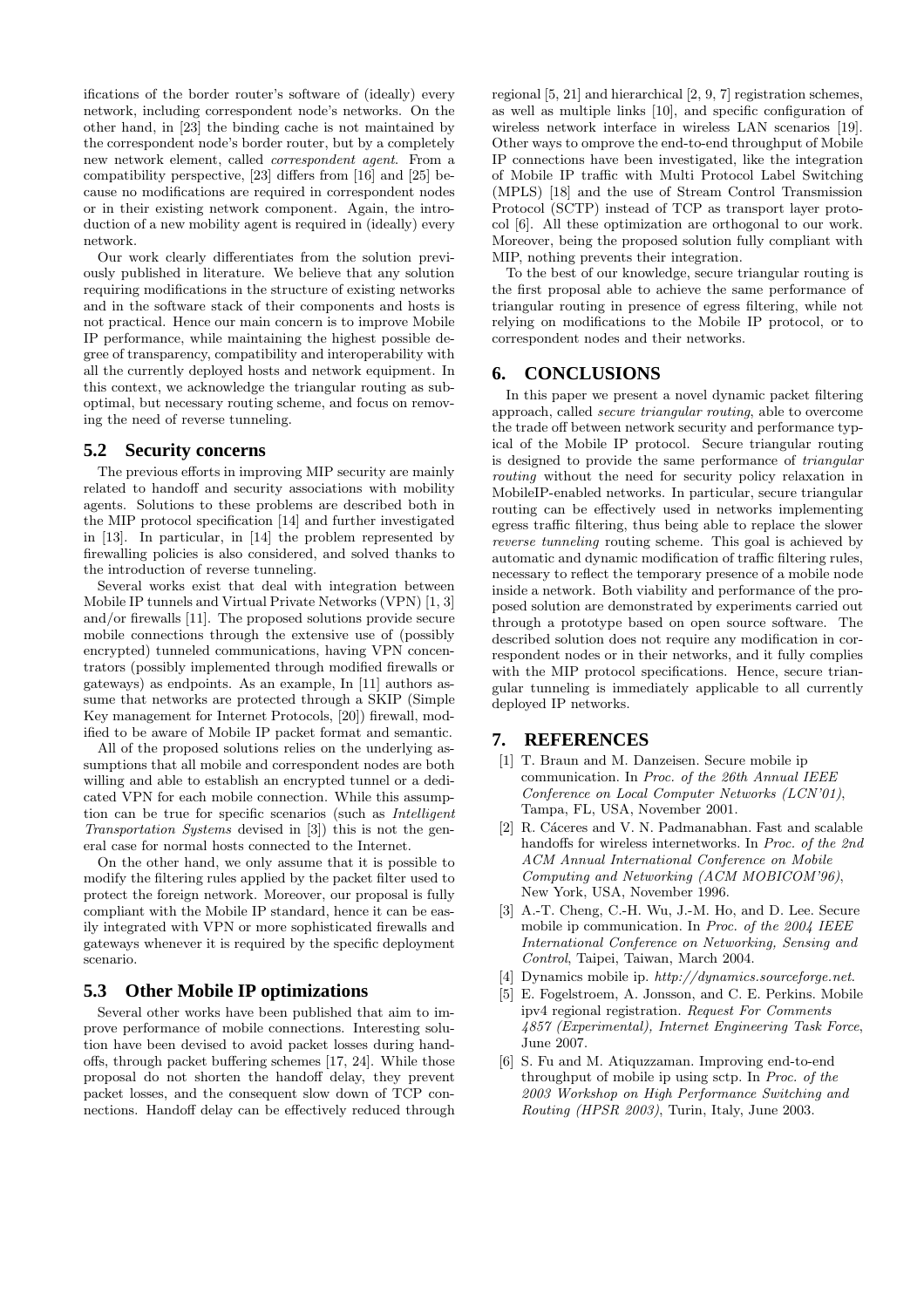ifications of the border router's software of (ideally) every network, including correspondent node's networks. On the other hand, in [23] the binding cache is not maintained by the correspondent node's border router, but by a completely new network element, called *correspondent agent*. From a compatibility perspective, [23] differs from [16] and [25] because no modifications are required in correspondent nodes or in their existing network component. Again, the introduction of a new mobility agent is required in (ideally) every network.

Our work clearly differentiates from the solution previously published in literature. We believe that any solution requiring modifications in the structure of existing networks and in the software stack of their components and hosts is not practical. Hence our main concern is to improve Mobile IP performance, while maintaining the highest possible degree of transparency, compatibility and interoperability with all the currently deployed hosts and network equipment. In this context, we acknowledge the triangular routing as suboptimal, but necessary routing scheme, and focus on removing the need of reverse tunneling.

## 5.2 Security concerns

The previous efforts in improving MIP security are mainly related to handoff and security associations with mobility agents. Solutions to these problems are described both in the MIP protocol specification [14] and further investigated in [13]. In particular, in [14] the problem represented by firewalling policies is also considered, and solved thanks to the introduction of reverse tunneling.

Several works exist that deal with integration between Mobile IP tunnels and Virtual Private Networks (VPN) [1, 3] and/or firewalls [11]. The proposed solutions provide secure mobile connections through the extensive use of (possibly encrypted) tunneled communications, having VPN concentrators (possibly implemented through modified firewalls or gateways) as endpoints. As an example, In [11] authors assume that networks are protected through a SKIP (Simple Key management for Internet Protocols, [20]) firewall, modified to be aware of Mobile IP packet format and semantic.

All of the proposed solutions relies on the underlying assumptions that all mobile and correspondent nodes are both willing and able to establish an encrypted tunnel or a dedicated VPN for each mobile connection. While this assumption can be true for specific scenarios (such as *Intelligent Transportation Systems* devised in [3]) this is not the general case for normal hosts connected to the Internet.

On the other hand, we only assume that it is possible to modify the filtering rules applied by the packet filter used to protect the foreign network. Moreover, our proposal is fully compliant with the Mobile IP standard, hence it can be easily integrated with VPN or more sophisticated firewalls and gateways whenever it is required by the specific deployment scenario.

## 5.3 Other Mobile IP optimizations

Several other works have been published that aim to improve performance of mobile connections. Interesting solution have been devised to avoid packet losses during handoffs, through packet buffering schemes [17, 24]. While those proposal do not shorten the handoff delay, they prevent packet losses, and the consequent slow down of TCP connections. Handoff delay can be effectively reduced through regional [5, 21] and hierarchical [2, 9, 7] registration schemes, as well as multiple links [10], and specific configuration of wireless network interface in wireless LAN scenarios [19]. Other ways to omprove the end-to-end throughput of Mobile IP connections have been investigated, like the integration of Mobile IP traffic with Multi Protocol Label Switching (MPLS) [18] and the use of Stream Control Transmission Protocol (SCTP) instead of TCP as transport layer protocol [6]. All these optimization are orthogonal to our work. Moreover, being the proposed solution fully compliant with MIP, nothing prevents their integration.

To the best of our knowledge, secure triangular routing is the first proposal able to achieve the same performance of triangular routing in presence of egress filtering, while not relying on modifications to the Mobile IP protocol, or to correspondent nodes and their networks.

# 6. CONCLUSIONS

In this paper we present a novel dynamic packet filtering approach, called *secure triangular routing*, able to overcome the trade off between network security and performance typical of the Mobile IP protocol. Secure triangular routing is designed to provide the same performance of *triangular routing* without the need for security policy relaxation in MobileIP-enabled networks. In particular, secure triangular routing can be effectively used in networks implementing egress traffic filtering, thus being able to replace the slower *reverse tunneling* routing scheme. This goal is achieved by automatic and dynamic modification of traffic filtering rules, necessary to reflect the temporary presence of a mobile node inside a network. Both viability and performance of the proposed solution are demonstrated by experiments carried out through a prototype based on open source software. The described solution does not require any modification in correspondent nodes or in their networks, and it fully complies with the MIP protocol specifications. Hence, secure triangular tunneling is immediately applicable to all currently deployed IP networks.

# 7. REFERENCES

[1] T. Braun and M. Danzeisen. Secure mobile ip communication. In *Proc. of the 26th Annual IEEE Conference on Local Computer Networks (LCN'01)*, Tampa, FL, USA, November 2001.

[2] R. Cáceres and V. N. Padmanabhan. Fast and scalable handoffs for wireless internetworks. In *Proc. of the 2nd ACM Annual International Conference on Mobile Computing and Networking (ACM MOBICOM'96)*, New York, USA, November 1996.

[3] A.-T. Cheng, C.-H. Wu, J.-M. Ho, and D. Lee. Secure mobile ip communication. In *Proc. of the 2004 IEEE International Conference on Networking, Sensing and Control*, Taipei, Taiwan, March 2004.

[4] Dynamics mobile ip. *http://dynamics.sourceforge.net*.

[5] E. Fogelstroem, A. Jonsson, and C. E. Perkins. Mobile ipv4 regional registration. *Request For Comments 4857 (Experimental), Internet Engineering Task Force*, June 2007.

[6] S. Fu and M. Atiquzzaman. Improving end-to-end throughput of mobile ip using sctp. In *Proc. of the 2003 Workshop on High Performance Switching and Routing (HPSR 2003)*, Turin, Italy, June 2003.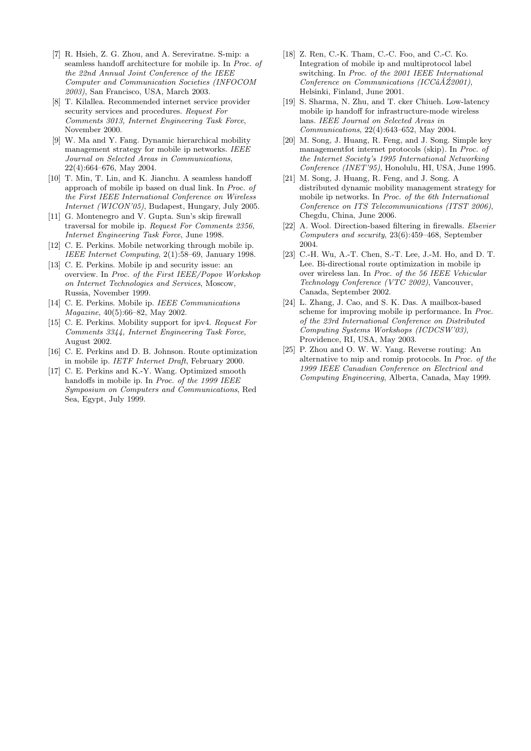[7] R. Hsieh, Z. G. Zhou, and A. Sereviratne. S-mip: a seamless handoff architecture for mobile ip. In *Proc. of the 22nd Annual Joint Conference of the IEEE Computer and Communication Societies (INFOCOM 2003)*, San Francisco, USA, March 2003.

[8] T. Kilallea. Recommended internet service provider security services and procedures. *Request For Comments 3013, Internet Engineering Task Force*, November 2000.

[9] W. Ma and Y. Fang. Dynamic hierarchical mobility management strategy for mobile ip networks. *IEEE Journal on Selected Areas in Communications*, 22(4):664–676, May 2004.

[10] T. Min, T. Lin, and K. Jianchu. A seamless handoff approach of mobile ip based on dual link. In *Proc. of the First IEEE International Conference on Wireless Internet (WICON'05)*, Budapest, Hungary, July 2005.

[11] G. Montenegro and V. Gupta. Sun's skip firewall traversal for mobile ip. *Request For Comments 2356, Internet Engineering Task Force*, June 1998.

[12] C. E. Perkins. Mobile networking through mobile ip. *IEEE Internet Computing*, 2(1):58–69, January 1998.

[13] C. E. Perkins. Mobile ip and security issue: an overview. In *Proc. of the First IEEE/Popov Workshop on Internet Technologies and Services*, Moscow, Russia, November 1999.

[14] C. E. Perkins. Mobile ip. *IEEE Communications Magazine*, 40(5):66–82, May 2002.

[15] C. E. Perkins. Mobility support for ipv4. *Request For Comments 3344, Internet Engineering Task Force*, August 2002.

[16] C. E. Perkins and D. B. Johnson. Route optimization in mobile ip. *IETF Internet Draft*, February 2000.

[17] C. E. Perkins and K.-Y. Wang. Optimized smooth handoffs in mobile ip. In *Proc. of the 1999 IEEE Symposium on Computers and Communications*, Red Sea, Egypt, July 1999.

[18] Z. Ren, C.-K. Tham, C.-C. Foo, and C.-C. Ko. Integration of mobile ip and multiprotocol label switching. In *Proc. of the 2001 IEEE International Conference on Communications (ICCâĂŹ2001)*, Helsinki, Finland, June 2001.

[19] S. Sharma, N. Zhu, and T. cker Chiueh. Low-latency mobile ip handoff for infrastructure-mode wireless lans. *IEEE Journal on Selected Areas in Communications*, 22(4):643–652, May 2004.

[20] M. Song, J. Huang, R. Feng, and J. Song. Simple key managementfot internet protocols (skip). In *Proc. of the Internet Society's 1995 International Networking Conference (INET'95)*, Honolulu, HI, USA, June 1995.

[21] M. Song, J. Huang, R. Feng, and J. Song. A distributed dynamic mobility management strategy for mobile ip networks. In *Proc. of the 6th International Conference on ITS Telecommunications (ITST 2006)*, Chegdu, China, June 2006.

[22] A. Wool. Direction-based filtering in firewalls. *Elsevier Computers and security*, 23(6):459–468, September 2004.

[23] C.-H. Wu, A.-T. Chen, S.-T. Lee, J.-M. Ho, and D. T. Lee. Bi-directional route optimization in mobile ip over wireless lan. In *Proc. of the 56 IEEE Vehicular Technology Conference (VTC 2002)*, Vancouver, Canada, September 2002.

[24] L. Zhang, J. Cao, and S. K. Das. A mailbox-based scheme for improving mobile ip performance. In *Proc. of the 23rd International Conference on Distributed Computing Systems Workshops (ICDCSW'03)*, Providence, RI, USA, May 2003.

[25] P. Zhou and O. W. W. Yang. Reverse routing: An alternative to mip and romip protocols. In *Proc. of the 1999 IEEE Canadian Conference on Electrical and Computing Engineering*, Alberta, Canada, May 1999.